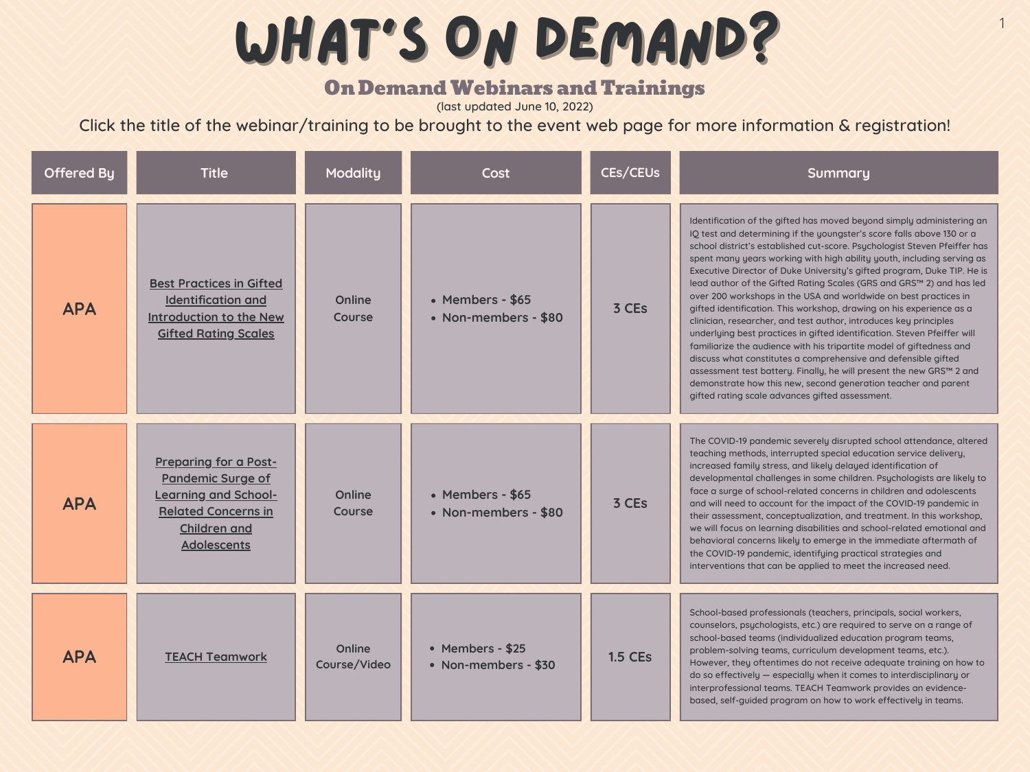# WHAT'S ON DEMAND?

## On Demand Webinars and Trainings

(last updated June 10, 2022)

Click the title of the webinar/training to be brought to the event web page for more information & registration!

| Offered By | Title | Modality | Cost | CEs/CEUs | Summary |
|---|---|---|---|---|---|
| APA | Best Practices in Gifted Identification and Introduction to the New Gifted Rating Scales | Online Course | • Members - $65<br>• Non-members - $80 | 3 CEs | Identification of the gifted has moved beyond simply administering an IQ test and determining if the youngster's score falls above 130 or a school district's established cut-score. Psychologist Steven Pfeiffer has spent many years working with high ability youth, including serving as Executive Director of Duke University's gifted program, Duke TIP. He is lead author of the Gifted Rating Scales (GRS and GRS™ 2) and has led over 200 workshops in the USA and worldwide on best practices in gifted identification. This workshop, drawing on his experience as a clinician, researcher, and test author, introduces key principles underlying best practices in gifted identification. Steven Pfeiffer will familiarize the audience with his tripartite model of giftedness and discuss what constitutes a comprehensive and defensible gifted assessment test battery. Finally, he will present the new GRS™ 2 and demonstrate how this new, second generation teacher and parent gifted rating scale advances gifted assessment. |
| APA | Preparing for a Post-Pandemic Surge of Learning and School-Related Concerns in Children and Adolescents | Online Course | • Members - $65<br>• Non-members - $80 | 3 CEs | The COVID-19 pandemic severely disrupted school attendance, altered teaching methods, interrupted special education service delivery, increased family stress, and likely delayed identification of developmental challenges in some children. Psychologists are likely to face a surge of school-related concerns in children and adolescents and will need to account for the impact of the COVID-19 pandemic in their assessment, conceptualization, and treatment. In this workshop, we will focus on learning disabilities and school-related emotional and behavioral concerns likely to emerge in the immediate aftermath of the COVID-19 pandemic, identifying practical strategies and interventions that can be applied to meet the increased need. |
| APA | TEACH Teamwork | Online Course/Video | • Members - $25<br>• Non-members - $30 | 1.5 CEs | School-based professionals (teachers, principals, social workers, counselors, psychologists, etc.) are required to serve on a range of school-based teams (individualized education program teams, problem-solving teams, curriculum development teams, etc.). However, they oftentimes do not receive adequate training on how to do so effectively — especially when it comes to interdisciplinary or interprofessional teams. TEACH Teamwork provides an evidence-based, self-guided program on how to work effectively in teams. |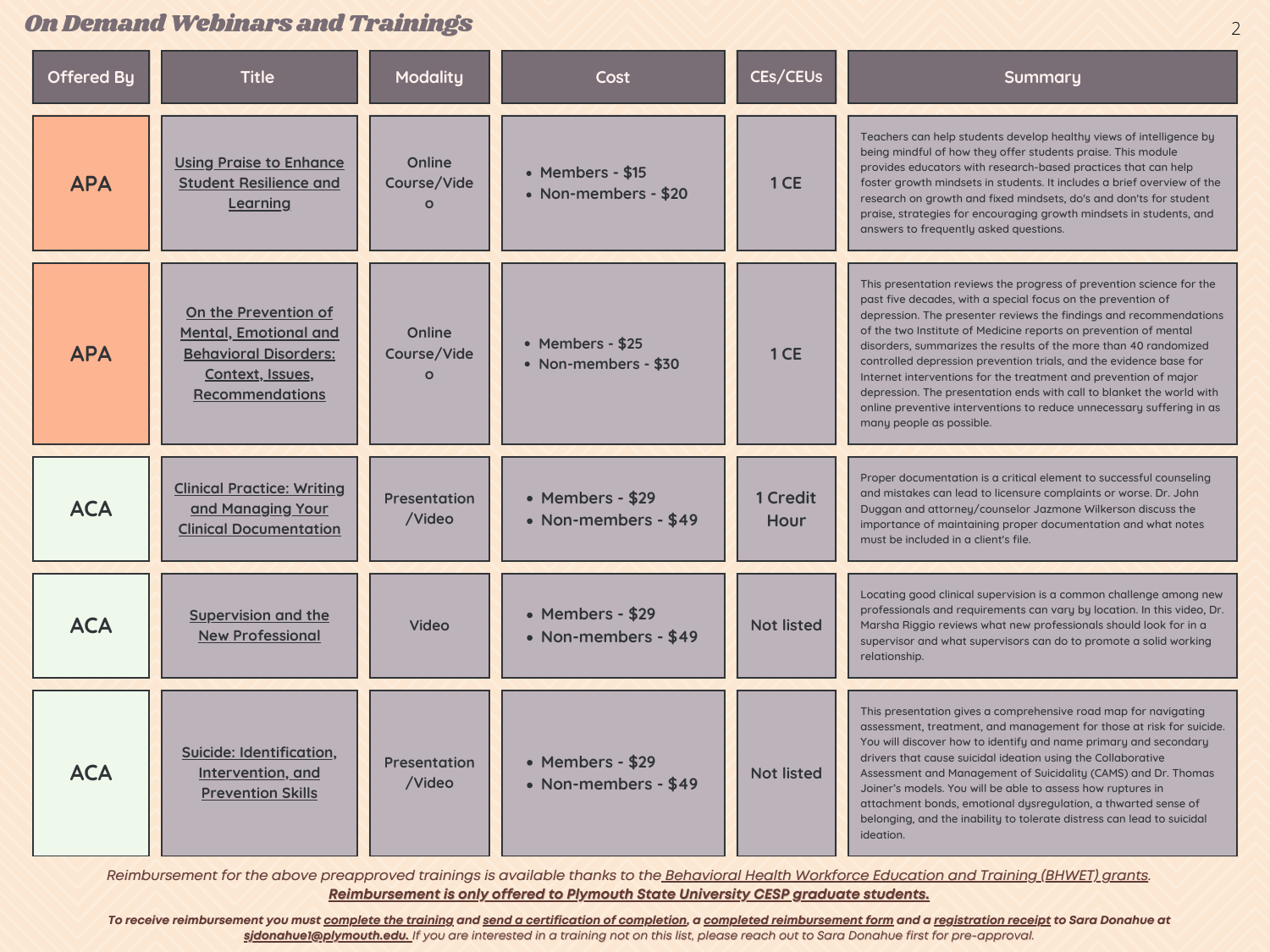# On Demand Webinars and Trainings

| Offered By | Title | Modality | Cost | CEs/CEUs | Summary |
|---|---|---|---|---|---|
| APA | Using Praise to Enhance Student Resilience and Learning | Online Course/Video | • Members - $15<br>• Non-members - $20 | 1 CE | Teachers can help students develop healthy views of intelligence by being mindful of how they offer students praise. This module provides educators with research-based practices that can help foster growth mindsets in students. It includes a brief overview of the research on growth and fixed mindsets, do's and don'ts for student praise, strategies for encouraging growth mindsets in students, and answers to frequently asked questions. |
| APA | On the Prevention of Mental, Emotional and Behavioral Disorders: Context, Issues, Recommendations | Online Course/Video | • Members - $25<br>• Non-members - $30 | 1 CE | This presentation reviews the progress of prevention science for the past five decades, with a special focus on the prevention of depression. The presenter reviews the findings and recommendations of the two Institute of Medicine reports on prevention of mental disorders, summarizes the results of the more than 40 randomized controlled depression prevention trials, and the evidence base for Internet interventions for the treatment and prevention of major depression. The presentation ends with call to blanket the world with online preventive interventions to reduce unnecessary suffering in as many people as possible. |
| ACA | Clinical Practice: Writing and Managing Your Clinical Documentation | Presentation/Video | • Members - $29<br>• Non-members - $49 | 1 Credit Hour | Proper documentation is a critical element to successful counseling and mistakes can lead to licensure complaints or worse. Dr. John Duggan and attorney/counselor Jazmone Wilkerson discuss the importance of maintaining proper documentation and what notes must be included in a client's file. |
| ACA | Supervision and the New Professional | Video | • Members - $29<br>• Non-members - $49 | Not listed | Locating good clinical supervision is a common challenge among new professionals and requirements can vary by location. In this video, Dr. Marsha Riggio reviews what new professionals should look for in a supervisor and what supervisors can do to promote a solid working relationship. |
| ACA | Suicide: Identification, Intervention, and Prevention Skills | Presentation/Video | • Members - $29<br>• Non-members - $49 | Not listed | This presentation gives a comprehensive road map for navigating assessment, treatment, and management for those at risk for suicide. You will discover how to identify and name primary and secondary drivers that cause suicidal ideation using the Collaborative Assessment and Management of Suicidality (CAMS) and Dr. Thomas Joiner's models. You will be able to assess how ruptures in attachment bonds, emotional dysregulation, a thwarted sense of belonging, and the inability to tolerate distress can lead to suicidal ideation. |

*Reimbursement for the above preapproved trainings is available thanks to the Behavioral Health Workforce Education and Training (BHWET) grants.*
***Reimbursement is only offered to Plymouth State University CESP graduate students.***

***To receive reimbursement you must complete the training and send a certification of completion, a completed reimbursement form and a registration receipt to Sara Donahue at sjdonahue1@plymouth.edu.*** *If you are interested in a training not on this list, please reach out to Sara Donahue first for pre-approval.*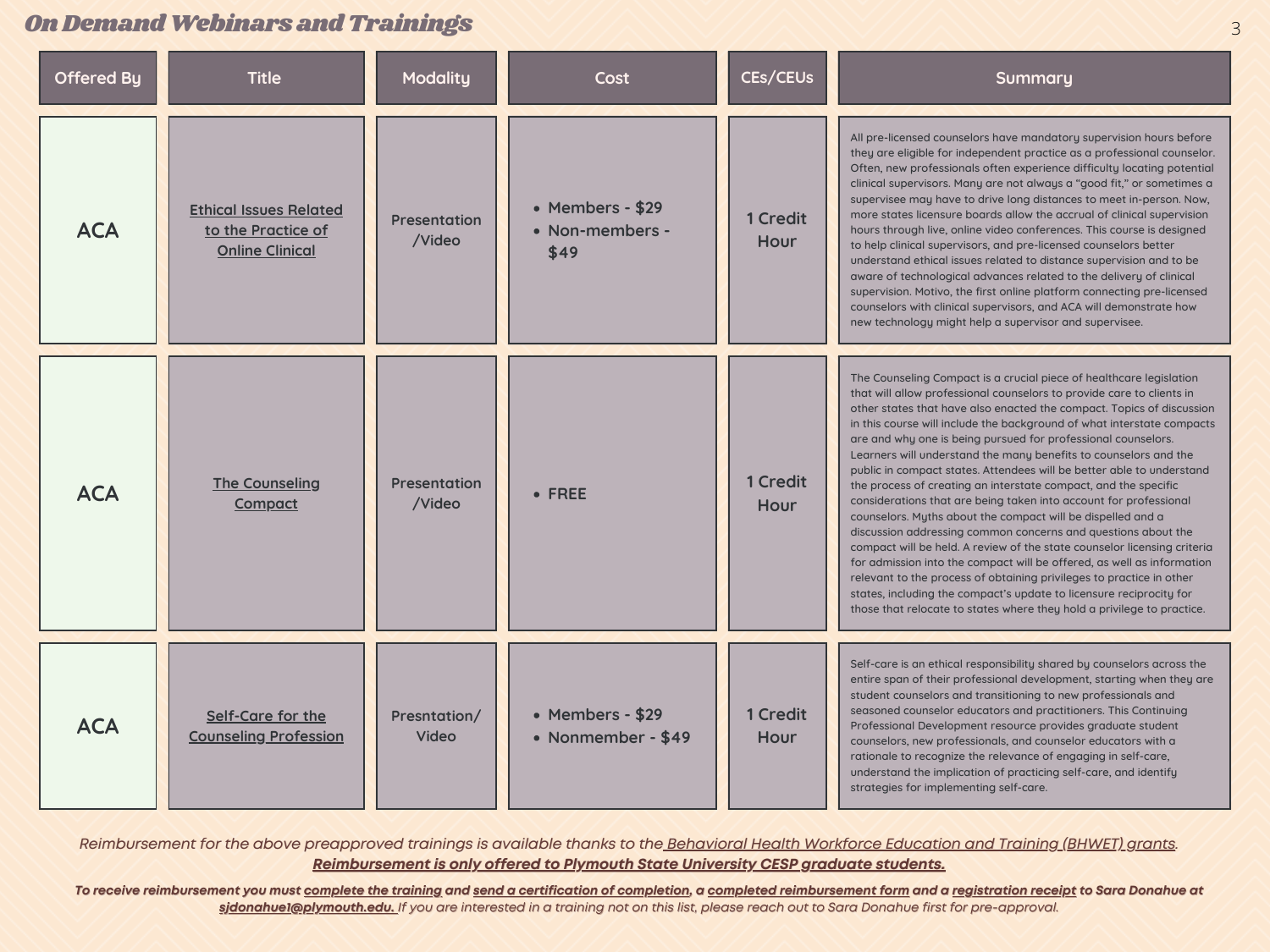# On Demand Webinars and Trainings

| Offered By | Title | Modality | Cost | CEs/CEUs | Summary |
|---|---|---|---|---|---|
| ACA | Ethical Issues Related to the Practice of Online Clinical | Presentation /Video | • Members - $29<br>• Non-members - $49 | 1 Credit Hour | All pre-licensed counselors have mandatory supervision hours before they are eligible for independent practice as a professional counselor. Often, new professionals often experience difficulty locating potential clinical supervisors. Many are not always a "good fit," or sometimes a supervisee may have to drive long distances to meet in-person. Now, more states licensure boards allow the accrual of clinical supervision hours through live, online video conferences. This course is designed to help clinical supervisors, and pre-licensed counselors better understand ethical issues related to distance supervision and to be aware of technological advances related to the delivery of clinical supervision. Motivo, the first online platform connecting pre-licensed counselors with clinical supervisors, and ACA will demonstrate how new technology might help a supervisor and supervisee. |
| ACA | The Counseling Compact | Presentation /Video | • FREE | 1 Credit Hour | The Counseling Compact is a crucial piece of healthcare legislation that will allow professional counselors to provide care to clients in other states that have also enacted the compact. Topics of discussion in this course will include the background of what interstate compacts are and why one is being pursued for professional counselors. Learners will understand the many benefits to counselors and the public in compact states. Attendees will be better able to understand the process of creating an interstate compact, and the specific considerations that are being taken into account for professional counselors. Myths about the compact will be dispelled and a discussion addressing common concerns and questions about the compact will be held. A review of the state counselor licensing criteria for admission into the compact will be offered, as well as information relevant to the process of obtaining privileges to practice in other states, including the compact's update to licensure reciprocity for those that relocate to states where they hold a privilege to practice. |
| ACA | Self-Care for the Counseling Profession | Presntation/ Video | • Members - $29<br>• Nonmember - $49 | 1 Credit Hour | Self-care is an ethical responsibility shared by counselors across the entire span of their professional development, starting when they are student counselors and transitioning to new professionals and seasoned counselor educators and practitioners. This Continuing Professional Development resource provides graduate student counselors, new professionals, and counselor educators with a rationale to recognize the relevance of engaging in self-care, understand the implication of practicing self-care, and identify strategies for implementing self-care. |

*Reimbursement for the above preapproved trainings is available thanks to the Behavioral Health Workforce Education and Training (BHWET) grants.*
***Reimbursement is only offered to Plymouth State University CESP graduate students.***

***To receive reimbursement you must complete the training and send a certification of completion, a completed reimbursement form and a registration receipt to Sara Donahue at sjdonahue1@plymouth.edu.*** *If you are interested in a training not on this list, please reach out to Sara Donahue first for pre-approval.*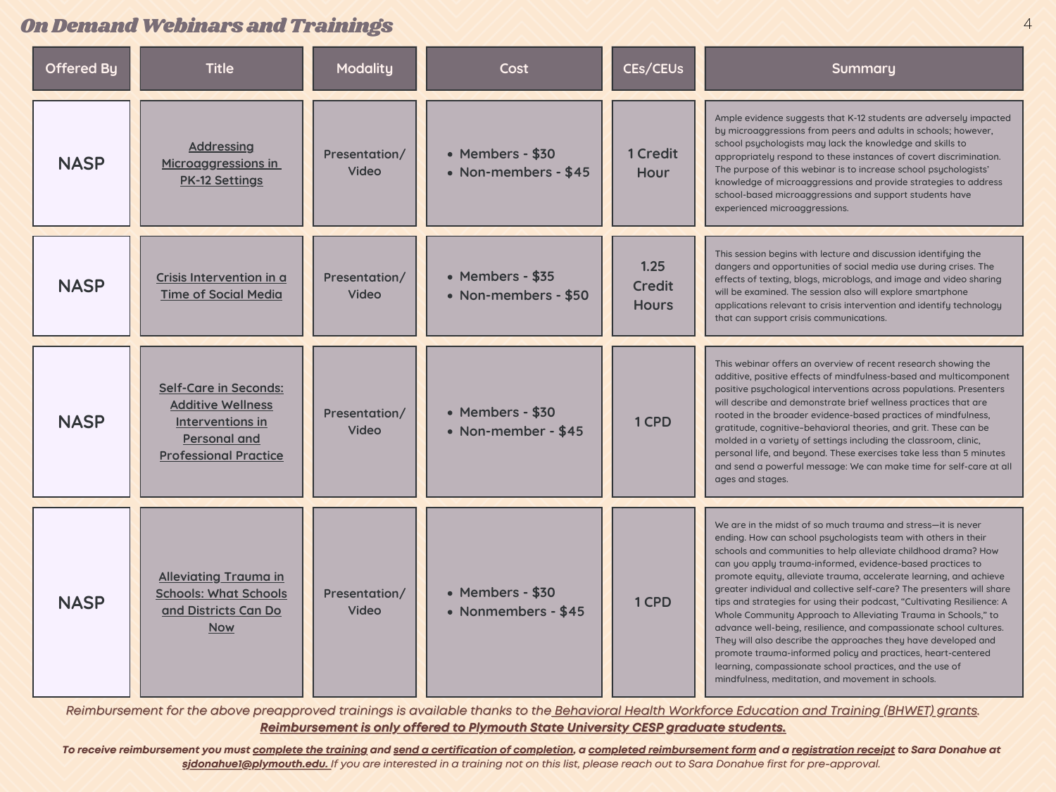# On Demand Webinars and Trainings

| Offered By | Title | Modality | Cost | CEs/CEUs | Summary |
|---|---|---|---|---|---|
| NASP | Addressing Microaggressions in PK-12 Settings | Presentation/ Video | • Members - $30<br>• Non-members - $45 | 1 Credit Hour | Ample evidence suggests that K-12 students are adversely impacted by microaggressions from peers and adults in schools; however, school psychologists may lack the knowledge and skills to appropriately respond to these instances of covert discrimination. The purpose of this webinar is to increase school psychologists' knowledge of microaggressions and provide strategies to address school-based microaggressions and support students have experienced microaggressions. |
| NASP | Crisis Intervention in a Time of Social Media | Presentation/ Video | • Members - $35<br>• Non-members - $50 | 1.25 Credit Hours | This session begins with lecture and discussion identifying the dangers and opportunities of social media use during crises. The effects of texting, blogs, microblogs, and image and video sharing will be examined. The session also will explore smartphone applications relevant to crisis intervention and identify technology that can support crisis communications. |
| NASP | Self-Care in Seconds: Additive Wellness Interventions in Personal and Professional Practice | Presentation/ Video | • Members - $30<br>• Non-member - $45 | 1 CPD | This webinar offers an overview of recent research showing the additive, positive effects of mindfulness-based and multicomponent positive psychological interventions across populations. Presenters will describe and demonstrate brief wellness practices that are rooted in the broader evidence-based practices of mindfulness, gratitude, cognitive–behavioral theories, and grit. These can be molded in a variety of settings including the classroom, clinic, personal life, and beyond. These exercises take less than 5 minutes and send a powerful message: We can make time for self-care at all ages and stages. |
| NASP | Alleviating Trauma in Schools: What Schools and Districts Can Do Now | Presentation/ Video | • Members - $30<br>• Nonmembers - $45 | 1 CPD | We are in the midst of so much trauma and stress—it is never ending. How can school psychologists team with others in their schools and communities to help alleviate childhood drama? How can you apply trauma-informed, evidence-based practices to promote equity, alleviate trauma, accelerate learning, and achieve greater individual and collective self-care? The presenters will share tips and strategies for using their podcast, "Cultivating Resilience: A Whole Community Approach to Alleviating Trauma in Schools," to advance well-being, resilience, and compassionate school cultures. They will also describe the approaches they have developed and promote trauma-informed policy and practices, heart-centered learning, compassionate school practices, and the use of mindfulness, meditation, and movement in schools. |

*Reimbursement for the above preapproved trainings is available thanks to the Behavioral Health Workforce Education and Training (BHWET) grants.*
***Reimbursement is only offered to Plymouth State University CESP graduate students.***

***To receive reimbursement you must complete the training and send a certification of completion, a completed reimbursement form and a registration receipt to Sara Donahue at sjdonahue1@plymouth.edu.*** *If you are interested in a training not on this list, please reach out to Sara Donahue first for pre-approval.*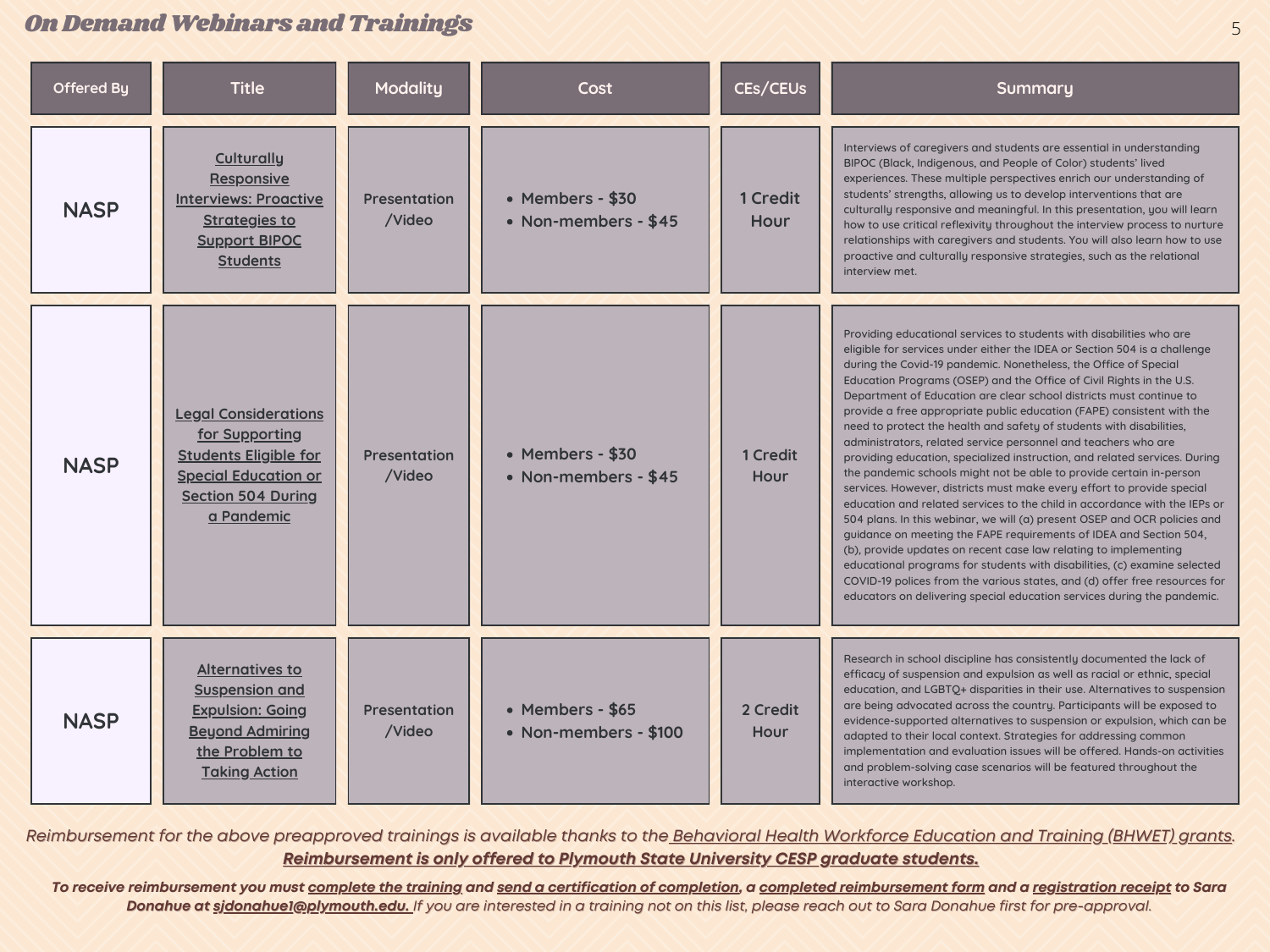# On Demand Webinars and Trainings

| Offered By | Title | Modality | Cost | CEs/CEUs | Summary |
|---|---|---|---|---|---|
| NASP | Culturally Responsive Interviews: Proactive Strategies to Support BIPOC Students | Presentation /Video | • Members - $30<br>• Non-members - $45 | 1 Credit Hour | Interviews of caregivers and students are essential in understanding BIPOC (Black, Indigenous, and People of Color) students' lived experiences. These multiple perspectives enrich our understanding of students' strengths, allowing us to develop interventions that are culturally responsive and meaningful. In this presentation, you will learn how to use critical reflexivity throughout the interview process to nurture relationships with caregivers and students. You will also learn how to use proactive and culturally responsive strategies, such as the relational interview met. |
| NASP | Legal Considerations for Supporting Students Eligible for Special Education or Section 504 During a Pandemic | Presentation /Video | • Members - $30<br>• Non-members - $45 | 1 Credit Hour | Providing educational services to students with disabilities who are eligible for services under either the IDEA or Section 504 is a challenge during the Covid-19 pandemic. Nonetheless, the Office of Special Education Programs (OSEP) and the Office of Civil Rights in the U.S. Department of Education are clear school districts must continue to provide a free appropriate public education (FAPE) consistent with the need to protect the health and safety of students with disabilities, administrators, related service personnel and teachers who are providing education, specialized instruction, and related services. During the pandemic schools might not be able to provide certain in-person services. However, districts must make every effort to provide special education and related services to the child in accordance with the IEPs or 504 plans. In this webinar, we will (a) present OSEP and OCR policies and guidance on meeting the FAPE requirements of IDEA and Section 504, (b), provide updates on recent case law relating to implementing educational programs for students with disabilities, (c) examine selected COVID-19 polices from the various states, and (d) offer free resources for educators on delivering special education services during the pandemic. |
| NASP | Alternatives to Suspension and Expulsion: Going Beyond Admiring the Problem to Taking Action | Presentation /Video | • Members - $65<br>• Non-members - $100 | 2 Credit Hour | Research in school discipline has consistently documented the lack of efficacy of suspension and expulsion as well as racial or ethnic, special education, and LGBTQ+ disparities in their use. Alternatives to suspension are being advocated across the country. Participants will be exposed to evidence-supported alternatives to suspension or expulsion, which can be adapted to their local context. Strategies for addressing common implementation and evaluation issues will be offered. Hands-on activities and problem-solving case scenarios will be featured throughout the interactive workshop. |

*Reimbursement for the above preapproved trainings is available thanks to the Behavioral Health Workforce Education and Training (BHWET) grants.*

***Reimbursement is only offered to Plymouth State University CESP graduate students.***

***To receive reimbursement you must complete the training and send a certification of completion, a completed reimbursement form and a registration receipt to Sara Donahue at sjdonahue1@plymouth.edu.*** *If you are interested in a training not on this list, please reach out to Sara Donahue first for pre-approval.*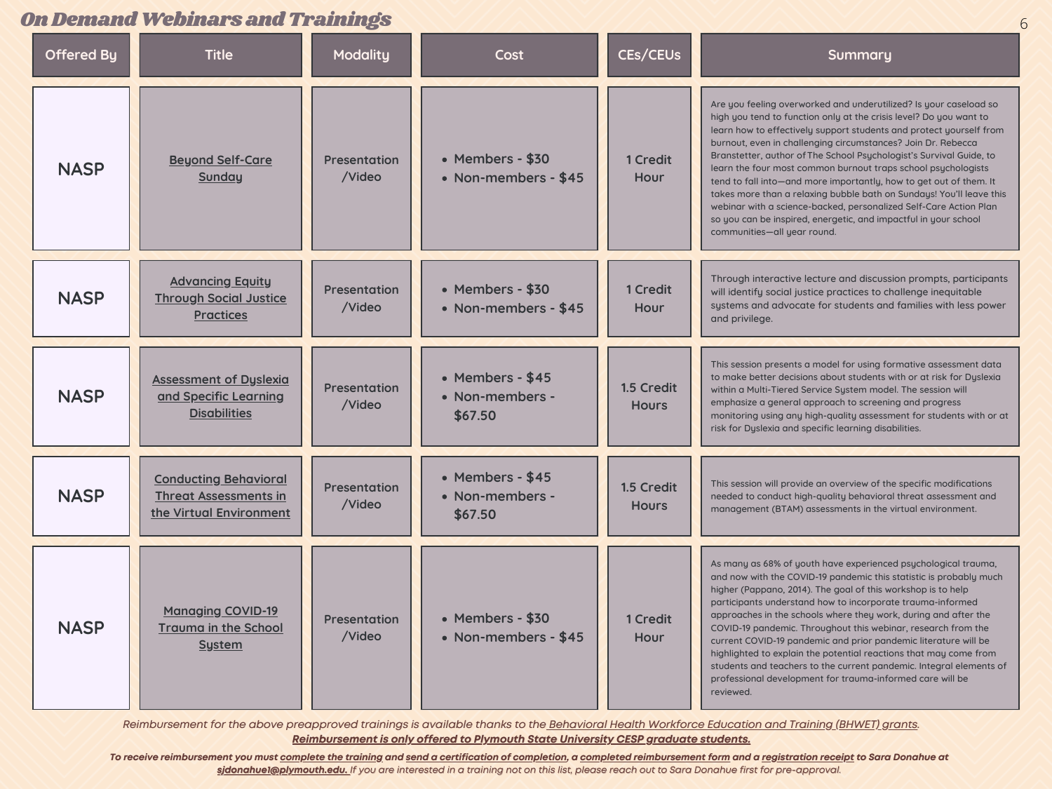## On Demand Webinars and Trainings

| Offered By | Title | Modality | Cost | CEs/CEUs | Summary |
|---|---|---|---|---|---|
| NASP | Beyond Self-Care Sunday | Presentation /Video | • Members - $30 • Non-members - $45 | 1 Credit Hour | Are you feeling overworked and underutilized? Is your caseload so high you tend to function only at the crisis level? Do you want to learn how to effectively support students and protect yourself from burnout, even in challenging circumstances? Join Dr. Rebecca Branstetter, author of The School Psychologist's Survival Guide, to learn the four most common burnout traps school psychologists tend to fall into—and more importantly, how to get out of them. It takes more than a relaxing bubble bath on Sundays! You'll leave this webinar with a science-backed, personalized Self-Care Action Plan so you can be inspired, energetic, and impactful in your school communities—all year round. |
| NASP | Advancing Equity Through Social Justice Practices | Presentation /Video | • Members - $30 • Non-members - $45 | 1 Credit Hour | Through interactive lecture and discussion prompts, participants will identify social justice practices to challenge inequitable systems and advocate for students and families with less power and privilege. |
| NASP | Assessment of Dyslexia and Specific Learning Disabilities | Presentation /Video | • Members - $45 • Non-members - $67.50 | 1.5 Credit Hours | This session presents a model for using formative assessment data to make better decisions about students with or at risk for Dyslexia within a Multi-Tiered Service System model. The session will emphasize a general approach to screening and progress monitoring using any high-quality assessment for students with or at risk for Dyslexia and specific learning disabilities. |
| NASP | Conducting Behavioral Threat Assessments in the Virtual Environment | Presentation /Video | • Members - $45 • Non-members - $67.50 | 1.5 Credit Hours | This session will provide an overview of the specific modifications needed to conduct high-quality behavioral threat assessment and management (BTAM) assessments in the virtual environment. |
| NASP | Managing COVID-19 Trauma in the School System | Presentation /Video | • Members - $30 • Non-members - $45 | 1 Credit Hour | As many as 68% of youth have experienced psychological trauma, and now with the COVID-19 pandemic this statistic is probably much higher (Pappano, 2014). The goal of this workshop is to help participants understand how to incorporate trauma-informed approaches in the schools where they work, during and after the COVID-19 pandemic. Throughout this webinar, research from the current COVID-19 pandemic and prior pandemic literature will be highlighted to explain the potential reactions that may come from students and teachers to the current pandemic. Integral elements of professional development for trauma-informed care will be reviewed. |

*Reimbursement for the above preapproved trainings is available thanks to the Behavioral Health Workforce Education and Training (BHWET) grants.*

***Reimbursement is only offered to Plymouth State University CESP graduate students.***

***To receive reimbursement you must complete the training and send a certification of completion, a completed reimbursement form and a registration receipt to Sara Donahue at sjdonahue1@plymouth.edu.*** *If you are interested in a training not on this list, please reach out to Sara Donahue first for pre-approval.*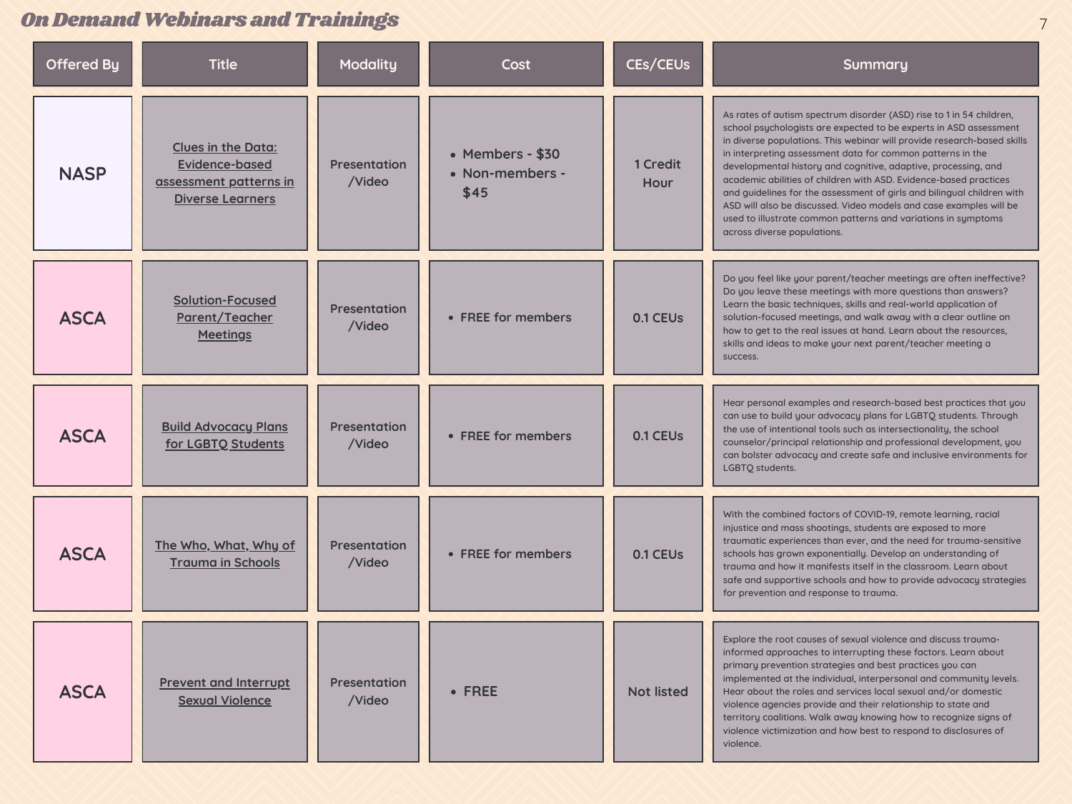# On Demand Webinars and Trainings

| Offered By | Title | Modality | Cost | CEs/CEUs | Summary |
|---|---|---|---|---|---|
| NASP | Clues in the Data: Evidence-based assessment patterns in Diverse Learners | Presentation /Video | • Members - $30<br>• Non-members - $45 | 1 Credit Hour | As rates of autism spectrum disorder (ASD) rise to 1 in 54 children, school psychologists are expected to be experts in ASD assessment in diverse populations. This webinar will provide research-based skills in interpreting assessment data for common patterns in the developmental history and cognitive, adaptive, processing, and academic abilities of children with ASD. Evidence-based practices and guidelines for the assessment of girls and bilingual children with ASD will also be discussed. Video models and case examples will be used to illustrate common patterns and variations in symptoms across diverse populations. |
| ASCA | Solution-Focused Parent/Teacher Meetings | Presentation /Video | • FREE for members | 0.1 CEUs | Do you feel like your parent/teacher meetings are often ineffective? Do you leave these meetings with more questions than answers? Learn the basic techniques, skills and real-world application of solution-focused meetings, and walk away with a clear outline on how to get to the real issues at hand. Learn about the resources, skills and ideas to make your next parent/teacher meeting a success. |
| ASCA | Build Advocacy Plans for LGBTQ Students | Presentation /Video | • FREE for members | 0.1 CEUs | Hear personal examples and research-based best practices that you can use to build your advocacy plans for LGBTQ students. Through the use of intentional tools such as intersectionality, the school counselor/principal relationship and professional development, you can bolster advocacy and create safe and inclusive environments for LGBTQ students. |
| ASCA | The Who, What, Why of Trauma in Schools | Presentation /Video | • FREE for members | 0.1 CEUs | With the combined factors of COVID-19, remote learning, racial injustice and mass shootings, students are exposed to more traumatic experiences than ever, and the need for trauma-sensitive schools has grown exponentially. Develop an understanding of trauma and how it manifests itself in the classroom. Learn about safe and supportive schools and how to provide advocacy strategies for prevention and response to trauma. |
| ASCA | Prevent and Interrupt Sexual Violence | Presentation /Video | • FREE | Not listed | Explore the root causes of sexual violence and discuss trauma-informed approaches to interrupting these factors. Learn about primary prevention strategies and best practices you can implemented at the individual, interpersonal and community levels. Hear about the roles and services local sexual and/or domestic violence agencies provide and their relationship to state and territory coalitions. Walk away knowing how to recognize signs of violence victimization and how best to respond to disclosures of violence. |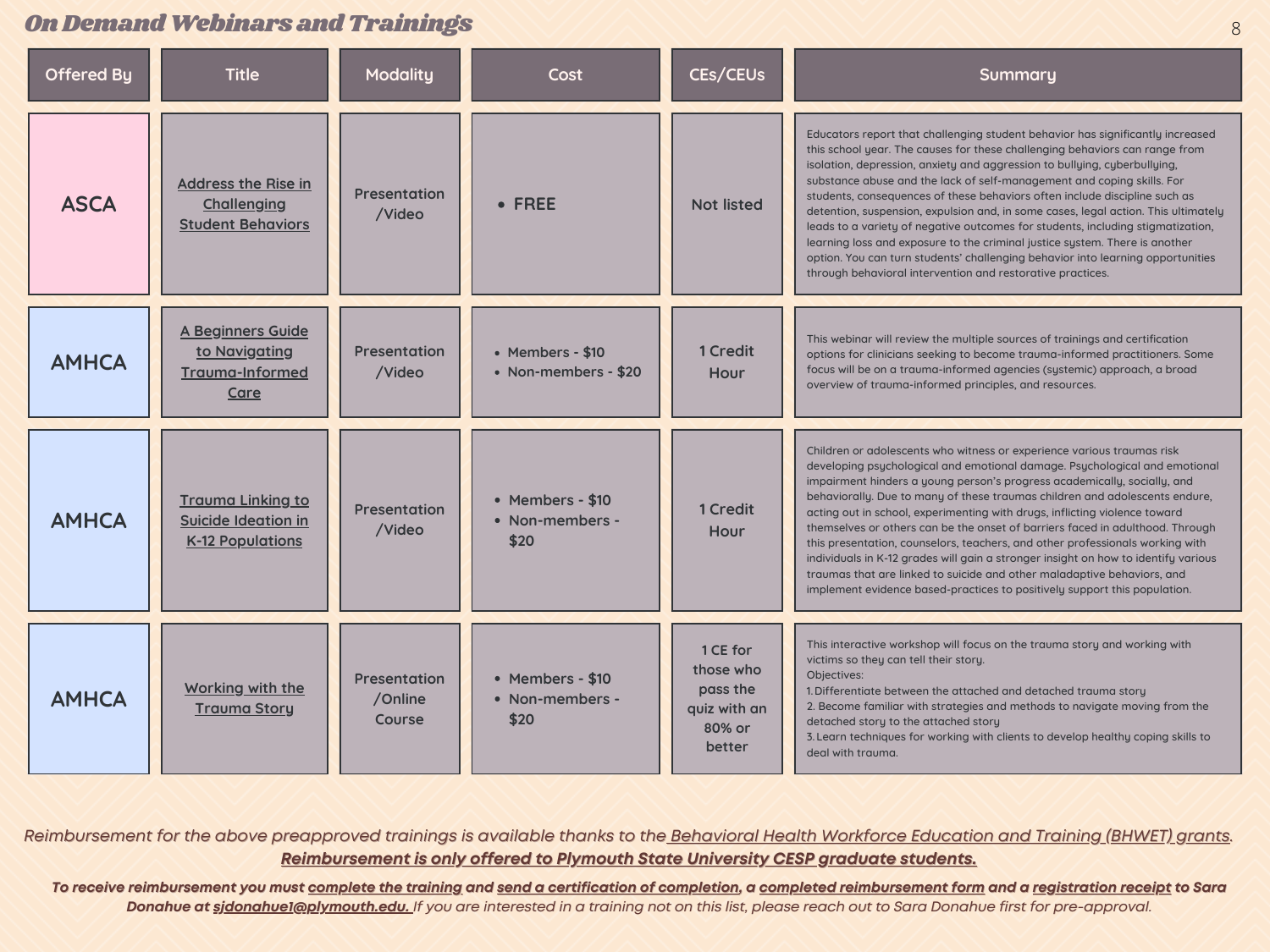# On Demand Webinars and Trainings

| Offered By | Title | Modality | Cost | CEs/CEUs | Summary |
|---|---|---|---|---|---|
| ASCA | Address the Rise in Challenging Student Behaviors | Presentation /Video | • FREE | Not listed | Educators report that challenging student behavior has significantly increased this school year. The causes for these challenging behaviors can range from isolation, depression, anxiety and aggression to bullying, cyberbullying, substance abuse and the lack of self-management and coping skills. For students, consequences of these behaviors often include discipline such as detention, suspension, expulsion and, in some cases, legal action. This ultimately leads to a variety of negative outcomes for students, including stigmatization, learning loss and exposure to the criminal justice system. There is another option. You can turn students' challenging behavior into learning opportunities through behavioral intervention and restorative practices. |
| AMHCA | A Beginners Guide to Navigating Trauma-Informed Care | Presentation /Video | • Members - $10<br>• Non-members - $20 | 1 Credit Hour | This webinar will review the multiple sources of trainings and certification options for clinicians seeking to become trauma-informed practitioners. Some focus will be on a trauma-informed agencies (systemic) approach, a broad overview of trauma-informed principles, and resources. |
| AMHCA | Trauma Linking to Suicide Ideation in K-12 Populations | Presentation /Video | • Members - $10<br>• Non-members - $20 | 1 Credit Hour | Children or adolescents who witness or experience various traumas risk developing psychological and emotional damage. Psychological and emotional impairment hinders a young person's progress academically, socially, and behaviorally. Due to many of these traumas children and adolescents endure, acting out in school, experimenting with drugs, inflicting violence toward themselves or others can be the onset of barriers faced in adulthood. Through this presentation, counselors, teachers, and other professionals working with individuals in K-12 grades will gain a stronger insight on how to identify various traumas that are linked to suicide and other maladaptive behaviors, and implement evidence based-practices to positively support this population. |
| AMHCA | Working with the Trauma Story | Presentation /Online Course | • Members - $10<br>• Non-members - $20 | 1 CE for those who pass the quiz with an 80% or better | This interactive workshop will focus on the trauma story and working with victims so they can tell their story.<br>Objectives:<br>1. Differentiate between the attached and detached trauma story<br>2. Become familiar with strategies and methods to navigate moving from the detached story to the attached story<br>3. Learn techniques for working with clients to develop healthy coping skills to deal with trauma. |

*Reimbursement for the above preapproved trainings is available thanks to the Behavioral Health Workforce Education and Training (BHWET) grants.*
***Reimbursement is only offered to Plymouth State University CESP graduate students.***

***To receive reimbursement you must complete the training and send a certification of completion, a completed reimbursement form and a registration receipt to Sara Donahue at sjdonahue1@plymouth.edu.*** *If you are interested in a training not on this list, please reach out to Sara Donahue first for pre-approval.*